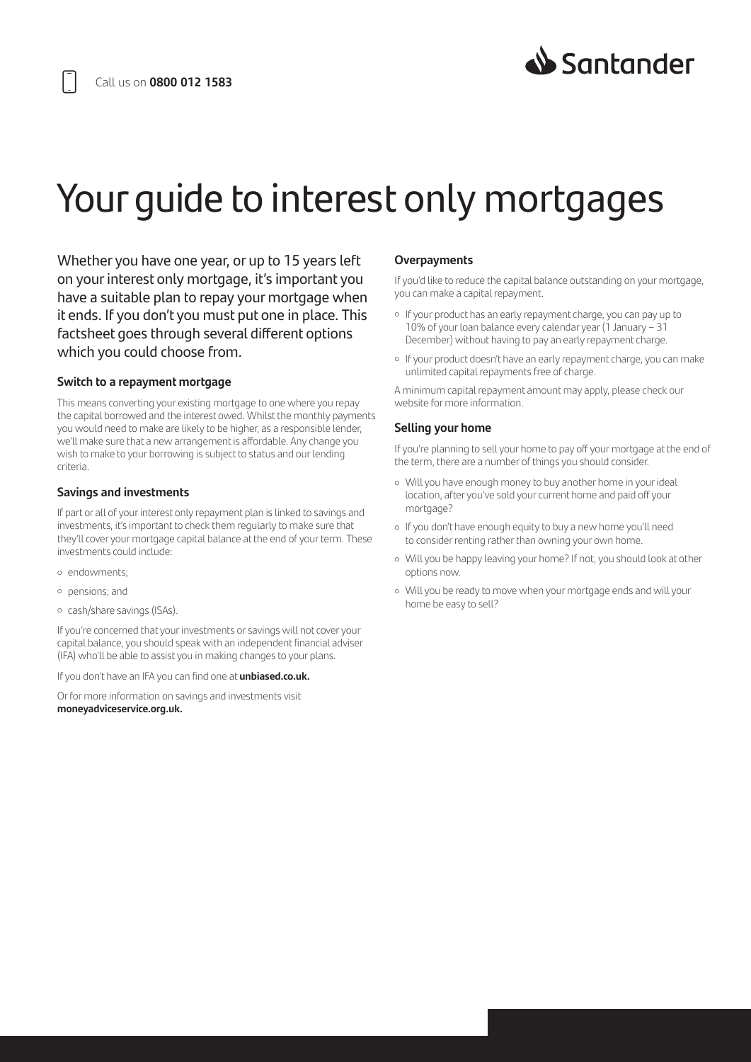Call us on **0800 012 1583**

# Your guide to interest only mortgages

Whether you have one year, or up to 15 years left on your interest only mortgage, it's important you have a suitable plan to repay your mortgage when it ends. If you don't you must put one in place. This factsheet goes through several different options which you could choose from.

### Switch to a repayment mortgage

This means converting your existing mortgage to one where you repay the capital borrowed and the interest owed. Whilst the monthly payments you would need to make are likely to be higher, as a responsible lender, we'll make sure that a new arrangement is affordable. Any change you wish to make to your borrowing is subject to status and our lending criteria.

### Savings and investments

If part or all of your interest only repayment plan is linked to savings and investments, it's important to check them regularly to make sure that they'll cover your mortgage capital balance at the end of your term. These investments could include:

- endowments;
- pensions; and
- cash/share savings (ISAs).

If you're concerned that your investments or savings will not cover your capital balance, you should speak with an independent financial adviser (IFA) who'll be able to assist you in making changes to your plans.

If you don't have an IFA you can find one at **unbiased.co.uk.**

Or for more information on savings and investments visit **moneyadviceservice.org.uk.**

### Overpayments

If you'd like to reduce the capital balance outstanding on your mortgage, you can make a capital repayment.

- If your product has an early repayment charge, you can pay up to 10% of your loan balance every calendar year (1 January – 31 December) without having to pay an early repayment charge.
- If your product doesn't have an early repayment charge, you can make unlimited capital repayments free of charge.

A minimum capital repayment amount may apply, please check our website for more information.

### Selling your home

If you're planning to sell your home to pay off your mortgage at the end of the term, there are a number of things you should consider.

- Will you have enough money to buy another home in your ideal location, after you've sold your current home and paid off your mortgage?
- If you don't have enough equity to buy a new home you'll need to consider renting rather than owning your own home.
- Will you be happy leaving your home? If not, you should look at other options now.
- Will you be ready to move when your mortgage ends and will your home be easy to sell?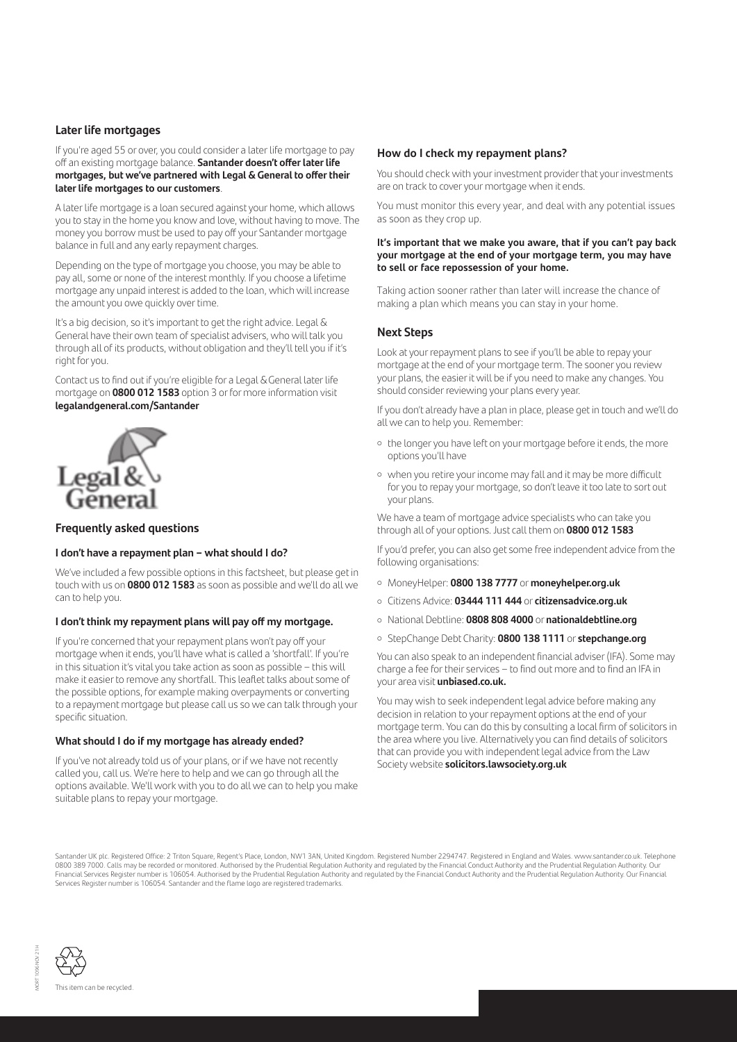## Later life mortgages

If you're aged 55 or over, you could consider a later life mortgage to pay off an existing mortgage balance. **Santander doesn't offer later life mortgages, but we've partnered with Legal & General to offer their later life mortgages to our customers**.

A later life mortgage is a loan secured against your home, which allows you to stay in the home you know and love, without having to move. The money you borrow must be used to pay off your Santander mortgage balance in full and any early repayment charges.

Depending on the type of mortgage you choose, you may be able to pay all, some or none of the interest monthly. If you choose a lifetime mortgage any unpaid interest is added to the loan, which will increase the amount you owe quickly over time.

It's a big decision, so it's important to get the right advice. Legal & General have their own team of specialist advisers, who will talk you through all of its products, without obligation and they'll tell you if it's right for you.

Contact us to find out if you're eligible for a Legal & General later life mortgage on **0800 012 1583** option 3 or for more information visit **legalandgeneral.com/Santander**

Legal & General

## Frequently asked questions

### I don't have a repayment plan – what should I do?

We've included a few possible options in this factsheet, but please get in touch with us on **0800 012 1583** as soon as possible and we'll do all we can to help you.

### I don't think my repayment plans will pay off my mortgage.

If you're concerned that your repayment plans won't pay off your mortgage when it ends, you'll have what is called a 'shortfall'. If you're in this situation it's vital you take action as soon as possible – this will make it easier to remove any shortfall. This leaflet talks about some of the possible options, for example making overpayments or converting to a repayment mortgage but please call us so we can talk through your specific situation.

### What should I do if my mortgage has already ended?

If you've not already told us of your plans, or if we have not recently called you, call us. We're here to help and we can go through all the options available. We'll work with you to do all we can to help you make suitable plans to repay your mortgage.

### How do I check my repayment plans?

You should check with your investment provider that your investments are on track to cover your mortgage when it ends.

You must monitor this every year, and deal with any potential issues as soon as they crop up.

**It's important that we make you aware, that if you can't pay back your mortgage at the end of your mortgage term, you may have to sell or face repossession of your home.**

Taking action sooner rather than later will increase the chance of making a plan which means you can stay in your home.

## Next Steps

Look at your repayment plans to see if you'll be able to repay your mortgage at the end of your mortgage term. The sooner you review your plans, the easier it will be if you need to make any changes. You should consider reviewing your plans every year.

If you don't already have a plan in place, please get in touch and we'll do all we can to help you. Remember:

- the longer you have left on your mortgage before it ends, the more options you'll have
- when you retire your income may fall and it may be more difficult for you to repay your mortgage, so don't leave it too late to sort out your plans.

We have a team of mortgage advice specialists who can take you through all of your options. Just call them on **0800 012 1583**

If you'd prefer, you can also get some free independent advice from the following organisations:

- MoneyHelper: **0800 138 7777** or **moneyhelper.org.uk**
- Citizens Advice: **03444 111 444** or **citizensadvice.org.uk**
- National Debtline: **0808 808 4000** or **nationaldebtline.org**
- StepChange Debt Charity: **0800 138 1111** or **stepchange.org**

You can also speak to an independent financial adviser (IFA). Some may charge a fee for their services – to find out more and to find an IFA in your area visit **unbiased.co.uk.**

You may wish to seek independent legal advice before making any decision in relation to your repayment options at the end of your mortgage term. You can do this by consulting a local firm of solicitors in the area where you live. Alternatively you can find details of solicitors that can provide you with independent legal advice from the Law Society website **solicitors.lawsociety.org.uk**

Santander UK plc. Registered Office: 2 Triton Square, Regent's Place, London, NW1 3AN, United Kingdom. Registered Number 2294747. Registered in England and Wales. www.santander.co.uk. Telephone 0800 389 7000. Calls may be recorded or monitored. Authorised by the Prudential Regulation Authority and regulated by the Financial Conduct Authority and the Prudential Regulation Authority. Our Financial Services Register number is 106054. Authorised by the Prudential Regulation Authority and regulated by the Financial Conduct Authority and the Prudential Regulation Authority. Our Financial Services Register number is 106054. Santander and the flame logo are registered trademarks.

MORT 1096 NOV 21 H

This item can be recycled.